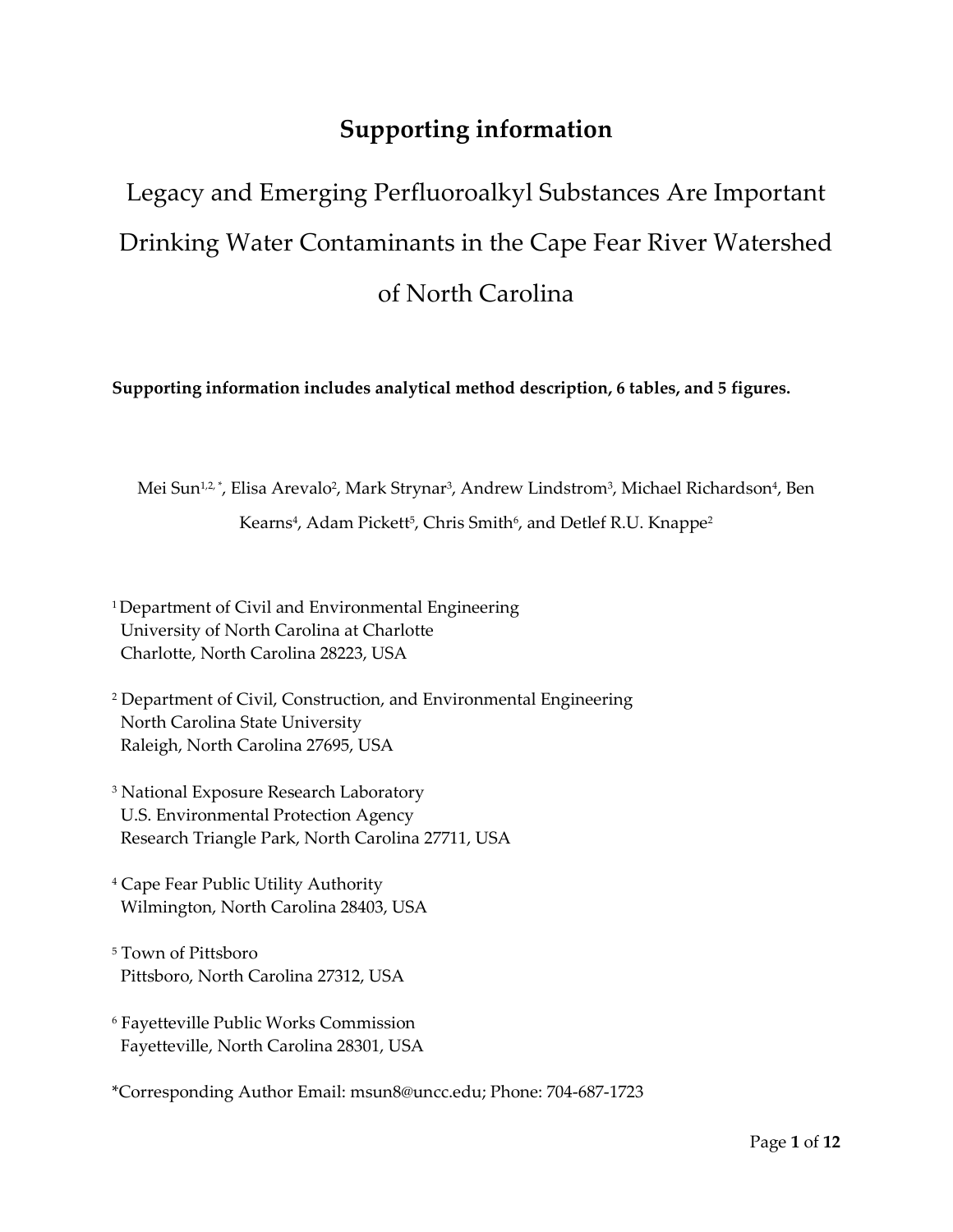# Supporting information

## Legacy and Emerging Perfluoroalkyl Substances Are Important Drinking Water Contaminants in the Cape Fear River Watershed of North Carolina

**Supporting information includes analytical method description, 6 tables, and 5 figures.**

Mei Sun[1,2,*], Elisa Arevalo[2], Mark Strynar[3], Andrew Lindstrom[3], Michael Richardson[4], Ben Kearns[4], Adam Pickett[5], Chris Smith[6], and Detlef R.U. Knappe[2]

[1] Department of Civil and Environmental Engineering
University of North Carolina at Charlotte
Charlotte, North Carolina 28223, USA

[2] Department of Civil, Construction, and Environmental Engineering
North Carolina State University
Raleigh, North Carolina 27695, USA

[3] National Exposure Research Laboratory
U.S. Environmental Protection Agency
Research Triangle Park, North Carolina 27711, USA

[4] Cape Fear Public Utility Authority
Wilmington, North Carolina 28403, USA

[5] Town of Pittsboro
Pittsboro, North Carolina 27312, USA

[6] Fayetteville Public Works Commission
Fayetteville, North Carolina 28301, USA

*Corresponding Author Email: msun8@uncc.edu; Phone: 704-687-1723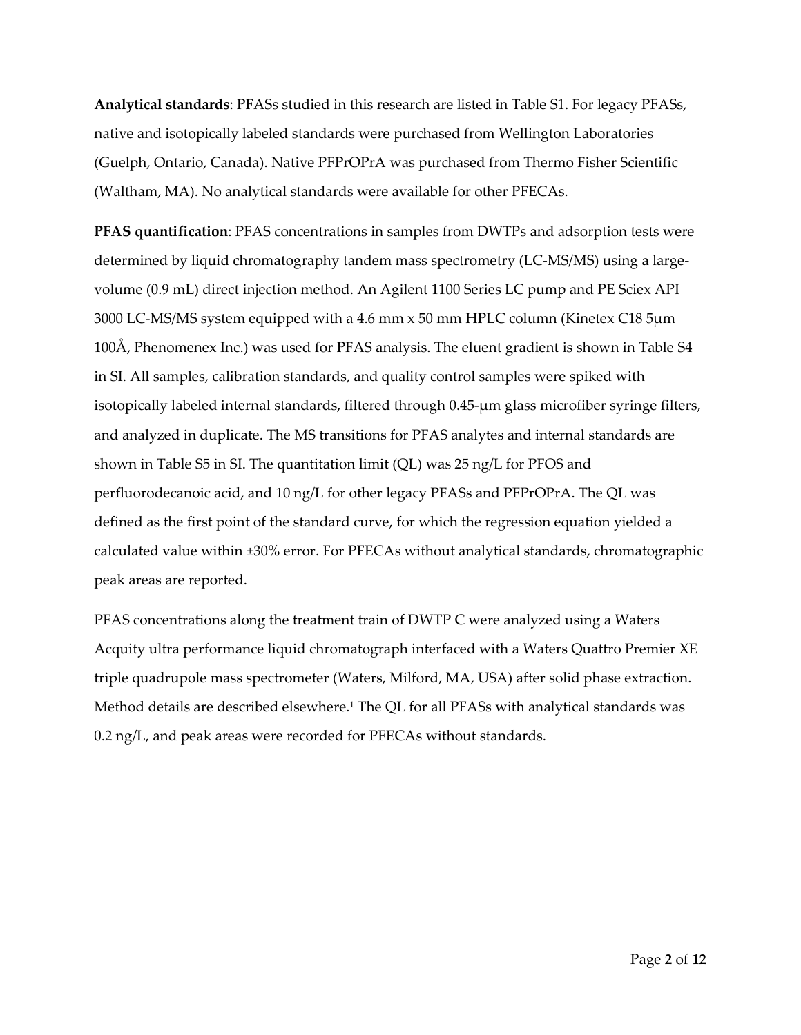**Analytical standards**: PFASs studied in this research are listed in Table S1. For legacy PFASs, native and isotopically labeled standards were purchased from Wellington Laboratories (Guelph, Ontario, Canada). Native PFPrOPrA was purchased from Thermo Fisher Scientific (Waltham, MA). No analytical standards were available for other PFECAs.

**PFAS quantification**: PFAS concentrations in samples from DWTPs and adsorption tests were determined by liquid chromatography tandem mass spectrometry (LC-MS/MS) using a large-volume (0.9 mL) direct injection method. An Agilent 1100 Series LC pump and PE Sciex API 3000 LC-MS/MS system equipped with a 4.6 mm x 50 mm HPLC column (Kinetex C18 5µm 100Å, Phenomenex Inc.) was used for PFAS analysis. The eluent gradient is shown in Table S4 in SI. All samples, calibration standards, and quality control samples were spiked with isotopically labeled internal standards, filtered through 0.45-µm glass microfiber syringe filters, and analyzed in duplicate. The MS transitions for PFAS analytes and internal standards are shown in Table S5 in SI. The quantitation limit (QL) was 25 ng/L for PFOS and perfluorodecanoic acid, and 10 ng/L for other legacy PFASs and PFPrOPrA. The QL was defined as the first point of the standard curve, for which the regression equation yielded a calculated value within ±30% error. For PFECAs without analytical standards, chromatographic peak areas are reported.

PFAS concentrations along the treatment train of DWTP C were analyzed using a Waters Acquity ultra performance liquid chromatograph interfaced with a Waters Quattro Premier XE triple quadrupole mass spectrometer (Waters, Milford, MA, USA) after solid phase extraction. Method details are described elsewhere.[1] The QL for all PFASs with analytical standards was 0.2 ng/L, and peak areas were recorded for PFECAs without standards.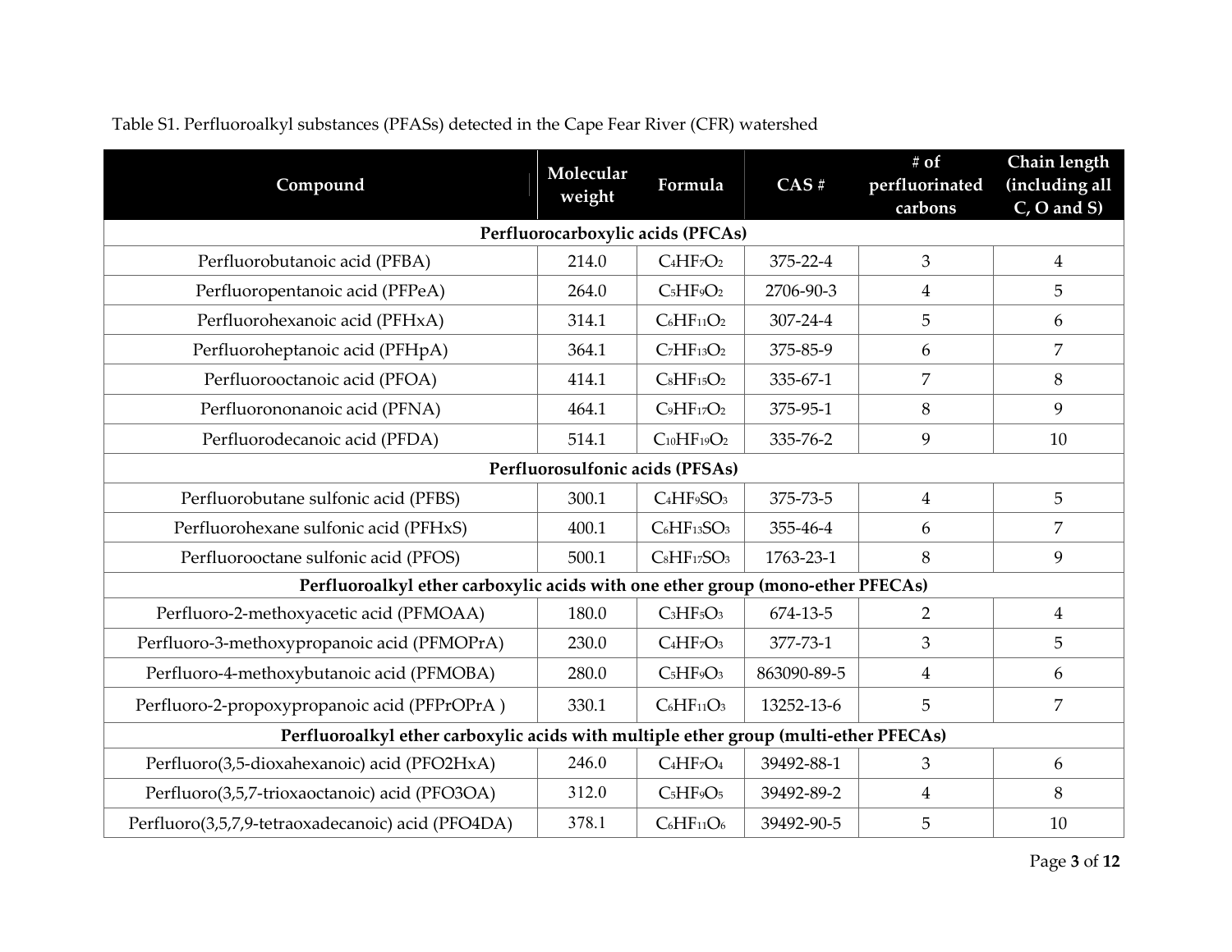Table S1. Perfluoroalkyl substances (PFASs) detected in the Cape Fear River (CFR) watershed

| Compound | Molecular weight | Formula | CAS # | # of perfluorinated carbons | Chain length (including all C, O and S) |
|---|---|---|---|---|---|
| **Perfluorocarboxylic acids (PFCAs)** | | | | | |
| Perfluorobutanoic acid (PFBA) | 214.0 | $C_4HF_7O_2$ | 375-22-4 | 3 | 4 |
| Perfluoropentanoic acid (PFPeA) | 264.0 | $C_5HF_9O_2$ | 2706-90-3 | 4 | 5 |
| Perfluorohexanoic acid (PFHxA) | 314.1 | $C_6HF_{11}O_2$ | 307-24-4 | 5 | 6 |
| Perfluoroheptanoic acid (PFHpA) | 364.1 | $C_7HF_{13}O_2$ | 375-85-9 | 6 | 7 |
| Perfluorooctanoic acid (PFOA) | 414.1 | $C_8HF_{15}O_2$ | 335-67-1 | 7 | 8 |
| Perfluorononanoic acid (PFNA) | 464.1 | $C_9HF_{17}O_2$ | 375-95-1 | 8 | 9 |
| Perfluorodecanoic acid (PFDA) | 514.1 | $C_{10}HF_{19}O_2$ | 335-76-2 | 9 | 10 |
| **Perfluorosulfonic acids (PFSAs)** | | | | | |
| Perfluorobutane sulfonic acid (PFBS) | 300.1 | $C_4HF_9SO_3$ | 375-73-5 | 4 | 5 |
| Perfluorohexane sulfonic acid (PFHxS) | 400.1 | $C_6HF_{13}SO_3$ | 355-46-4 | 6 | 7 |
| Perfluorooctane sulfonic acid (PFOS) | 500.1 | $C_8HF_{17}SO_3$ | 1763-23-1 | 8 | 9 |
| **Perfluoroalkyl ether carboxylic acids with one ether group (mono-ether PFECAs)** | | | | | |
| Perfluoro-2-methoxyacetic acid (PFMOAA) | 180.0 | $C_3HF_5O_3$ | 674-13-5 | 2 | 4 |
| Perfluoro-3-methoxypropanoic acid (PFMOPrA) | 230.0 | $C_4HF_7O_3$ | 377-73-1 | 3 | 5 |
| Perfluoro-4-methoxybutanoic acid (PFMOBA) | 280.0 | $C_5HF_9O_3$ | 863090-89-5 | 4 | 6 |
| Perfluoro-2-propoxypropanoic acid (PFPrOPrA ) | 330.1 | $C_6HF_{11}O_3$ | 13252-13-6 | 5 | 7 |
| **Perfluoroalkyl ether carboxylic acids with multiple ether group (multi-ether PFECAs)** | | | | | |
| Perfluoro(3,5-dioxahexanoic) acid (PFO2HxA) | 246.0 | $C_4HF_7O_4$ | 39492-88-1 | 3 | 6 |
| Perfluoro(3,5,7-trioxaoctanoic) acid (PFO3OA) | 312.0 | $C_5HF_9O_5$ | 39492-89-2 | 4 | 8 |
| Perfluoro(3,5,7,9-tetraoxadecanoic) acid (PFO4DA) | 378.1 | $C_6HF_{11}O_6$ | 39492-90-5 | 5 | 10 |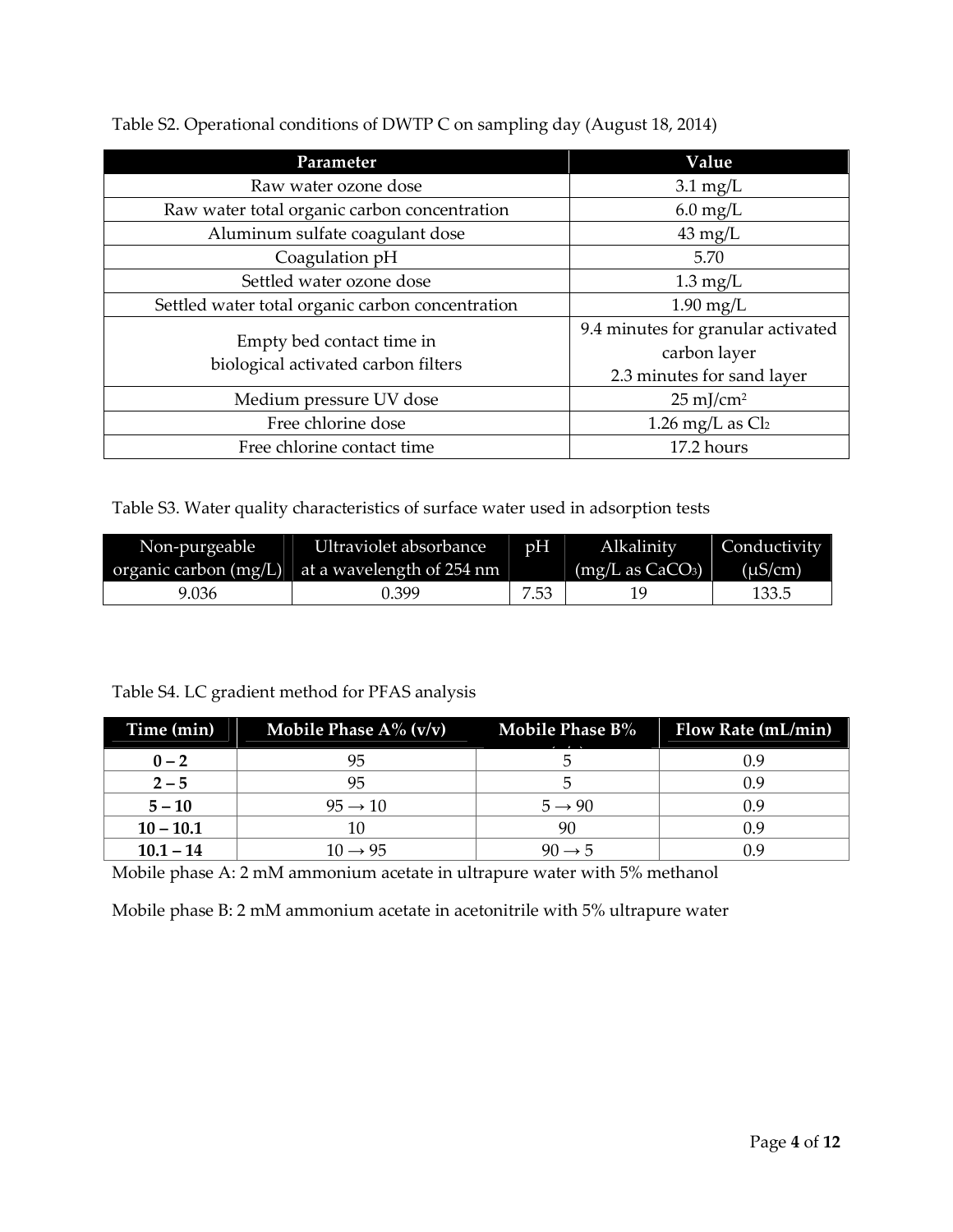Table S2. Operational conditions of DWTP C on sampling day (August 18, 2014)

| Parameter | Value |
|---|---|
| Raw water ozone dose | 3.1 mg/L |
| Raw water total organic carbon concentration | 6.0 mg/L |
| Aluminum sulfate coagulant dose | 43 mg/L |
| Coagulation pH | 5.70 |
| Settled water ozone dose | 1.3 mg/L |
| Settled water total organic carbon concentration | 1.90 mg/L |
| Empty bed contact time in biological activated carbon filters | 9.4 minutes for granular activated carbon layer<br>2.3 minutes for sand layer |
| Medium pressure UV dose | 25 mJ/cm$^2$ |
| Free chlorine dose | 1.26 mg/L as $Cl_2$ |
| Free chlorine contact time | 17.2 hours |

Table S3. Water quality characteristics of surface water used in adsorption tests

| Non-purgeable organic carbon (mg/L) | Ultraviolet absorbance at a wavelength of 254 nm | pH | Alkalinity (mg/L as $CaCO_3$) | Conductivity (μS/cm) |
|---|---|---|---|---|
| 9.036 | 0.399 | 7.53 | 19 | 133.5 |

Table S4. LC gradient method for PFAS analysis

| Time (min) | Mobile Phase A% (v/v) | Mobile Phase B% (v/v) | Flow Rate (mL/min) |
|---|---|---|---|
| **0 – 2** | 95 | 5 | 0.9 |
| **2 – 5** | 95 | 5 | 0.9 |
| **5 – 10** | 95 → 10 | 5 → 90 | 0.9 |
| **10 – 10.1** | 10 | 90 | 0.9 |
| **10.1 – 14** | 10 → 95 | 90 → 5 | 0.9 |

Mobile phase A: 2 mM ammonium acetate in ultrapure water with 5% methanol

Mobile phase B: 2 mM ammonium acetate in acetonitrile with 5% ultrapure water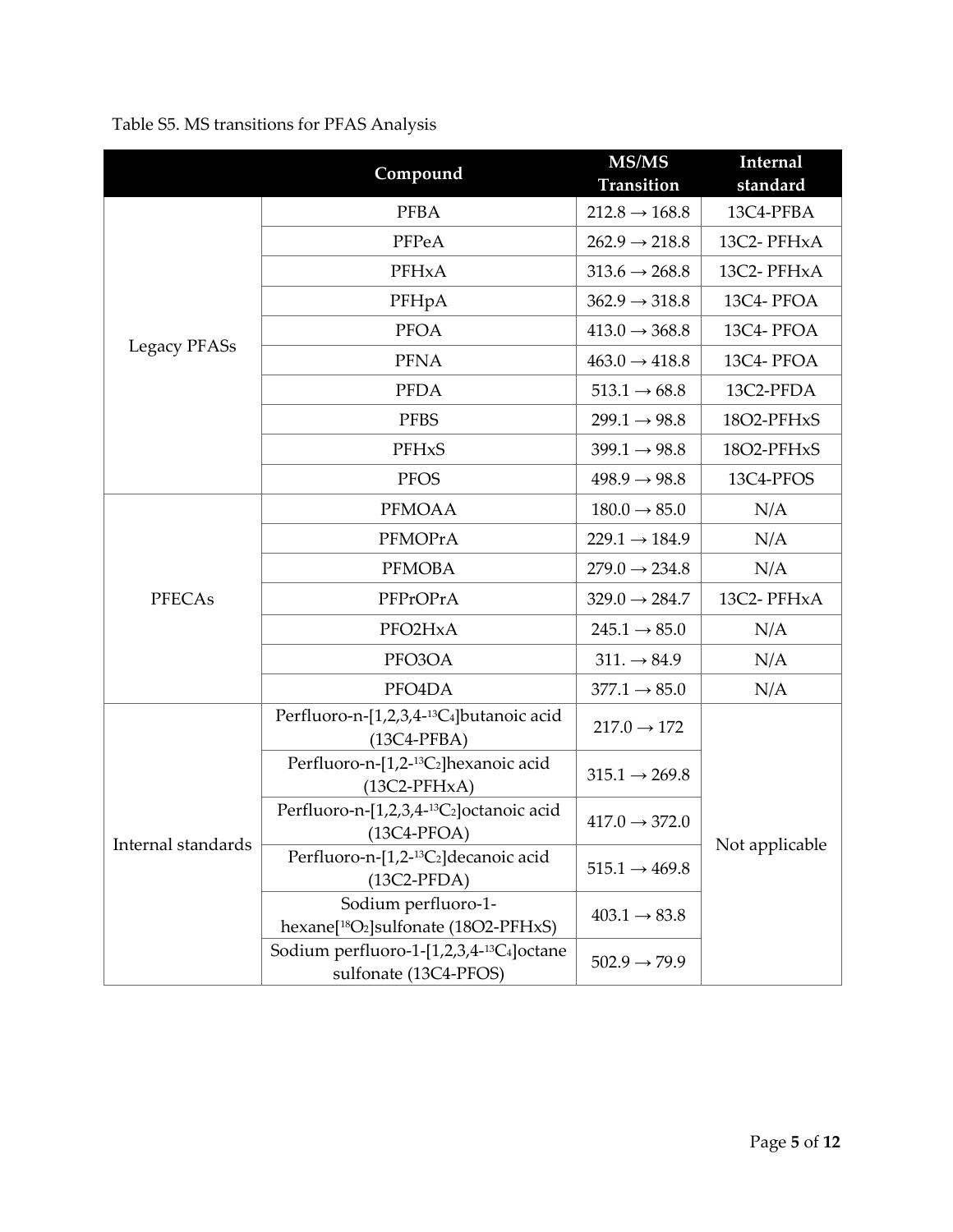Table S5. MS transitions for PFAS Analysis

| | Compound | MS/MS Transition | Internal standard |
|---|---|---|---|
| Legacy PFASs | PFBA | 212.8 → 168.8 | 13C4-PFBA |
| | PFPeA | 262.9 → 218.8 | 13C2- PFHxA |
| | PFHxA | 313.6 → 268.8 | 13C2- PFHxA |
| | PFHpA | 362.9 → 318.8 | 13C4- PFOA |
| | PFOA | 413.0 → 368.8 | 13C4- PFOA |
| | PFNA | 463.0 → 418.8 | 13C4- PFOA |
| | PFDA | 513.1 → 68.8 | 13C2-PFDA |
| | PFBS | 299.1 → 98.8 | 18O2-PFHxS |
| | PFHxS | 399.1 → 98.8 | 18O2-PFHxS |
| | PFOS | 498.9 → 98.8 | 13C4-PFOS |
| PFECAs | PFMOAA | 180.0 → 85.0 | N/A |
| | PFMOPrA | 229.1 → 184.9 | N/A |
| | PFMOBA | 279.0 → 234.8 | N/A |
| | PFPrOPrA | 329.0 → 284.7 | 13C2- PFHxA |
| | PFO2HxA | 245.1 → 85.0 | N/A |
| | PFO3OA | 311. → 84.9 | N/A |
| | PFO4DA | 377.1 → 85.0 | N/A |
| Internal standards | Perfluoro-n-[1,2,3,4-$^{13}C_4$]butanoic acid (13C4-PFBA) | 217.0 → 172 | Not applicable |
| | Perfluoro-n-[1,2-$^{13}C_2$]hexanoic acid (13C2-PFHxA) | 315.1 → 269.8 | |
| | Perfluoro-n-[1,2,3,4-$^{13}C_2$]octanoic acid (13C4-PFOA) | 417.0 → 372.0 | |
| | Perfluoro-n-[1,2-$^{13}C_2$]decanoic acid (13C2-PFDA) | 515.1 → 469.8 | |
| | Sodium perfluoro-1-hexane[$^{18}O_2$]sulfonate (18O2-PFHxS) | 403.1 → 83.8 | |
| | Sodium perfluoro-1-[1,2,3,4-$^{13}C_4$]octane sulfonate (13C4-PFOS) | 502.9 → 79.9 | |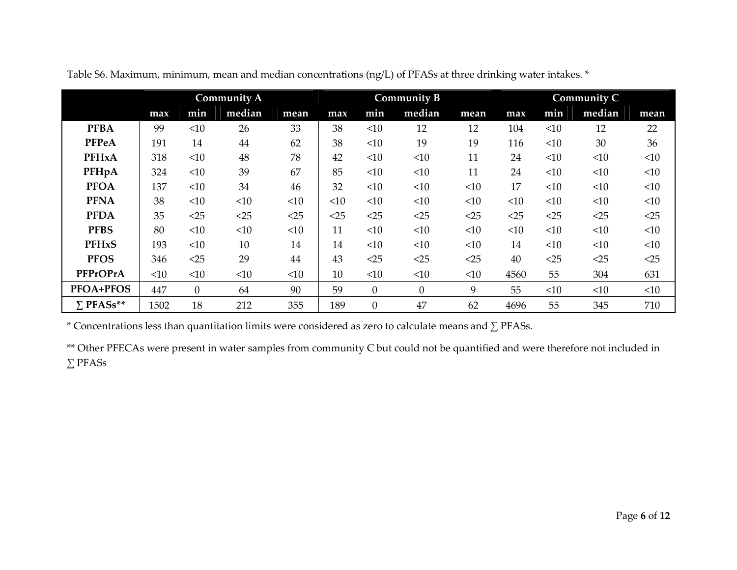Table S6. Maximum, minimum, mean and median concentrations (ng/L) of PFASs at three drinking water intakes. *

| | Community A | | | | Community B | | | | Community C | | | |
|---|---|---|---|---|---|---|---|---|---|---|---|---|
| | max | min | median | mean | max | min | median | mean | max | min | median | mean |
| PFBA | 99 | <10 | 26 | 33 | 38 | <10 | 12 | 12 | 104 | <10 | 12 | 22 |
| PFPeA | 191 | 14 | 44 | 62 | 38 | <10 | 19 | 19 | 116 | <10 | 30 | 36 |
| PFHxA | 318 | <10 | 48 | 78 | 42 | <10 | <10 | 11 | 24 | <10 | <10 | <10 |
| PFHpA | 324 | <10 | 39 | 67 | 85 | <10 | <10 | 11 | 24 | <10 | <10 | <10 |
| PFOA | 137 | <10 | 34 | 46 | 32 | <10 | <10 | <10 | 17 | <10 | <10 | <10 |
| PFNA | 38 | <10 | <10 | <10 | <10 | <10 | <10 | <10 | <10 | <10 | <10 | <10 |
| PFDA | 35 | <25 | <25 | <25 | <25 | <25 | <25 | <25 | <25 | <25 | <25 | <25 |
| PFBS | 80 | <10 | <10 | <10 | 11 | <10 | <10 | <10 | <10 | <10 | <10 | <10 |
| PFHxS | 193 | <10 | 10 | 14 | 14 | <10 | <10 | <10 | 14 | <10 | <10 | <10 |
| PFOS | 346 | <25 | 29 | 44 | 43 | <25 | <25 | <25 | 40 | <25 | <25 | <25 |
| PFPrOPrA | <10 | <10 | <10 | <10 | 10 | <10 | <10 | <10 | 4560 | 55 | 304 | 631 |
| PFOA+PFOS | 447 | 0 | 64 | 90 | 59 | 0 | 0 | 9 | 55 | <10 | <10 | <10 |
| ∑ PFASs** | 1502 | 18 | 212 | 355 | 189 | 0 | 47 | 62 | 4696 | 55 | 345 | 710 |

* Concentrations less than quantitation limits were considered as zero to calculate means and ∑ PFASs.

** Other PFECAs were present in water samples from community C but could not be quantified and were therefore not included in ∑ PFASs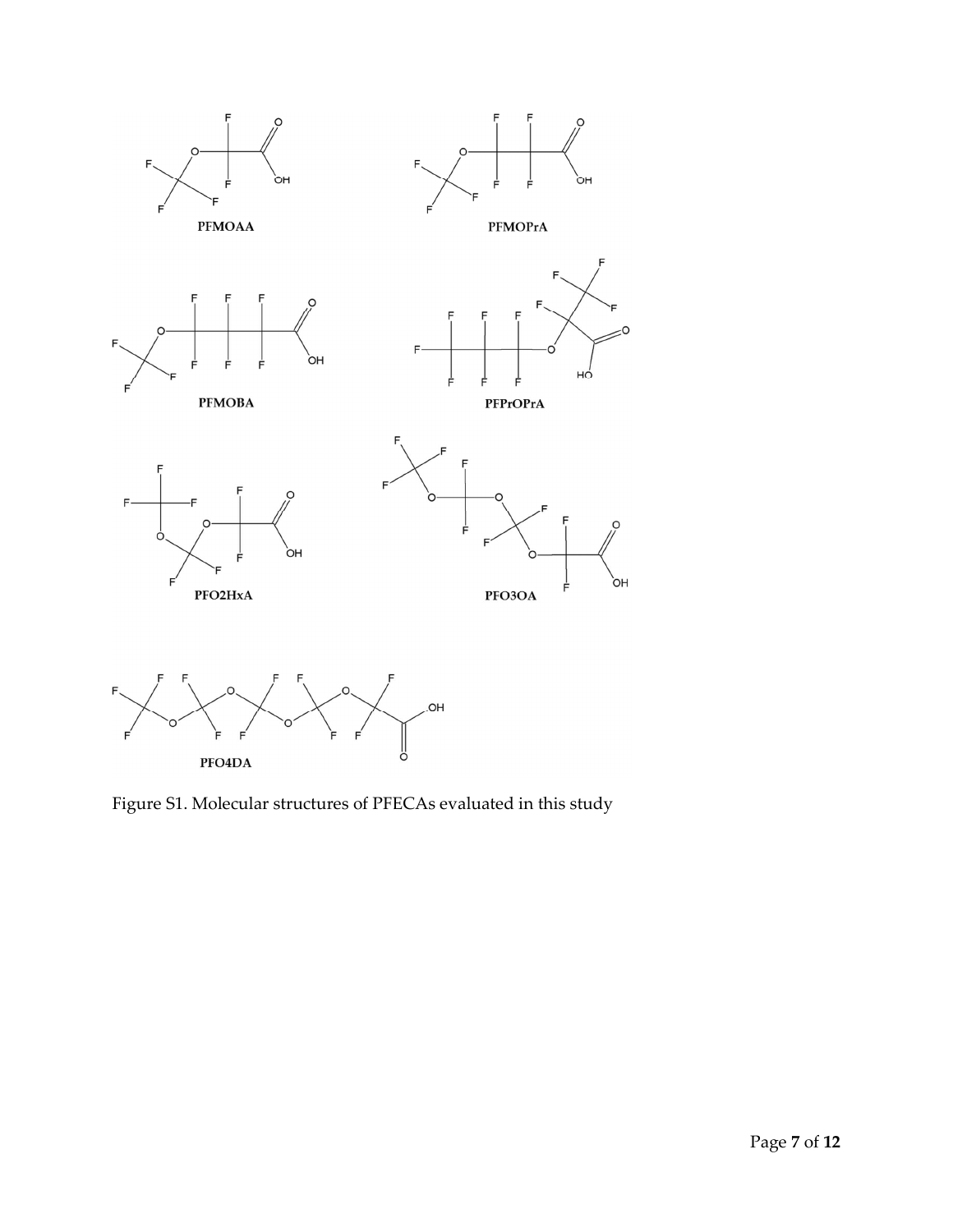PFMOAA

PFMOPrA

PFMOBA

PFPrOPrA

PFO2HxA

PFO3OA

PFO4DA

Figure S1. Molecular structures of PFECAs evaluated in this study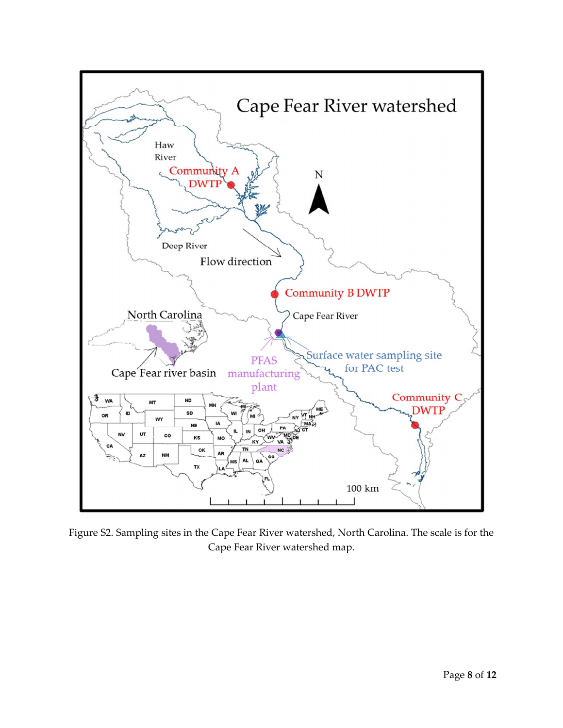Figure S2. Sampling sites in the Cape Fear River watershed, North Carolina. The scale is for the Cape Fear River watershed map.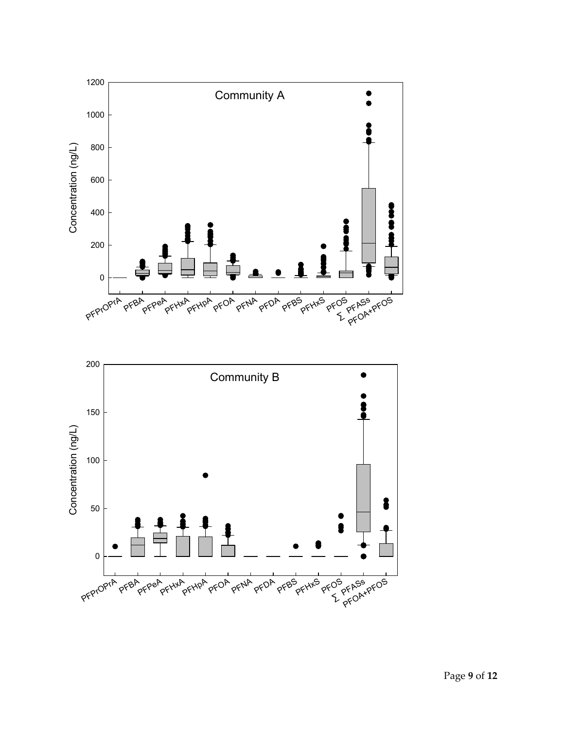Community A

Concentration (ng/L)

PFPrOPrA, PFBA, PFPeA, PFHxA, PFHpA, PFOA, PFNA, PFDA, PFBS, PFHxS, PFOS, ∑ PFASs, PFOA+PFOS

Community B

Concentration (ng/L)

PFPrOPrA, PFBA, PFPeA, PFHxA, PFHpA, PFOA, PFNA, PFDA, PFBS, PFHxS, PFOS, ∑ PFASs, PFOA+PFOS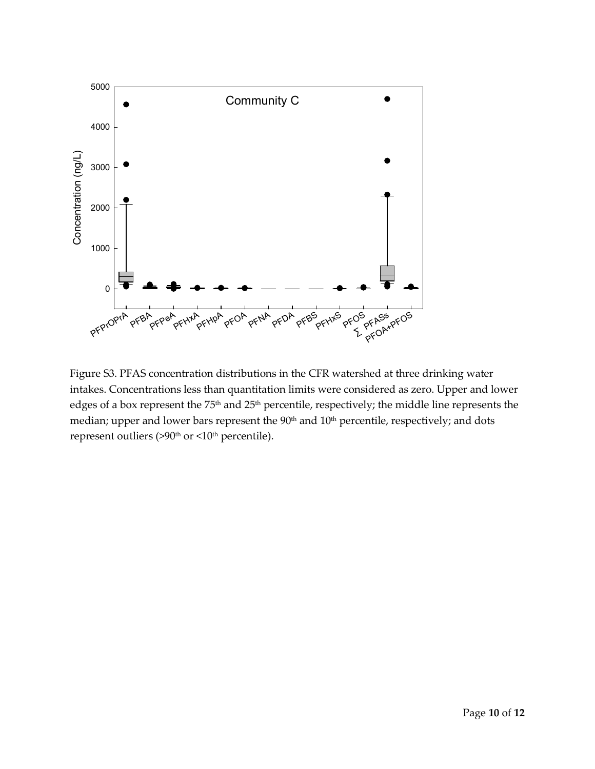Figure S3. PFAS concentration distributions in the CFR watershed at three drinking water intakes. Concentrations less than quantitation limits were considered as zero. Upper and lower edges of a box represent the 75th and 25th percentile, respectively; the middle line represents the median; upper and lower bars represent the 90th and 10th percentile, respectively; and dots represent outliers (>90th or <10th percentile).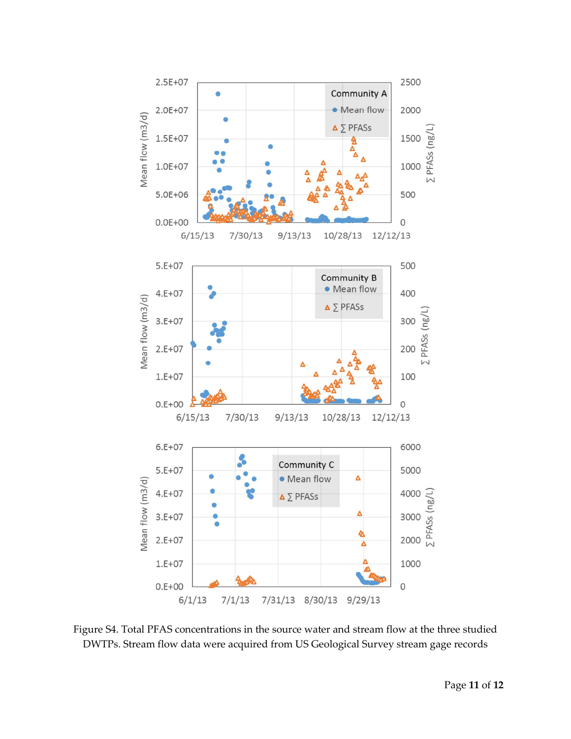Figure S4. Total PFAS concentrations in the source water and stream flow at the three studied DWTPs. Stream flow data were acquired from US Geological Survey stream gage records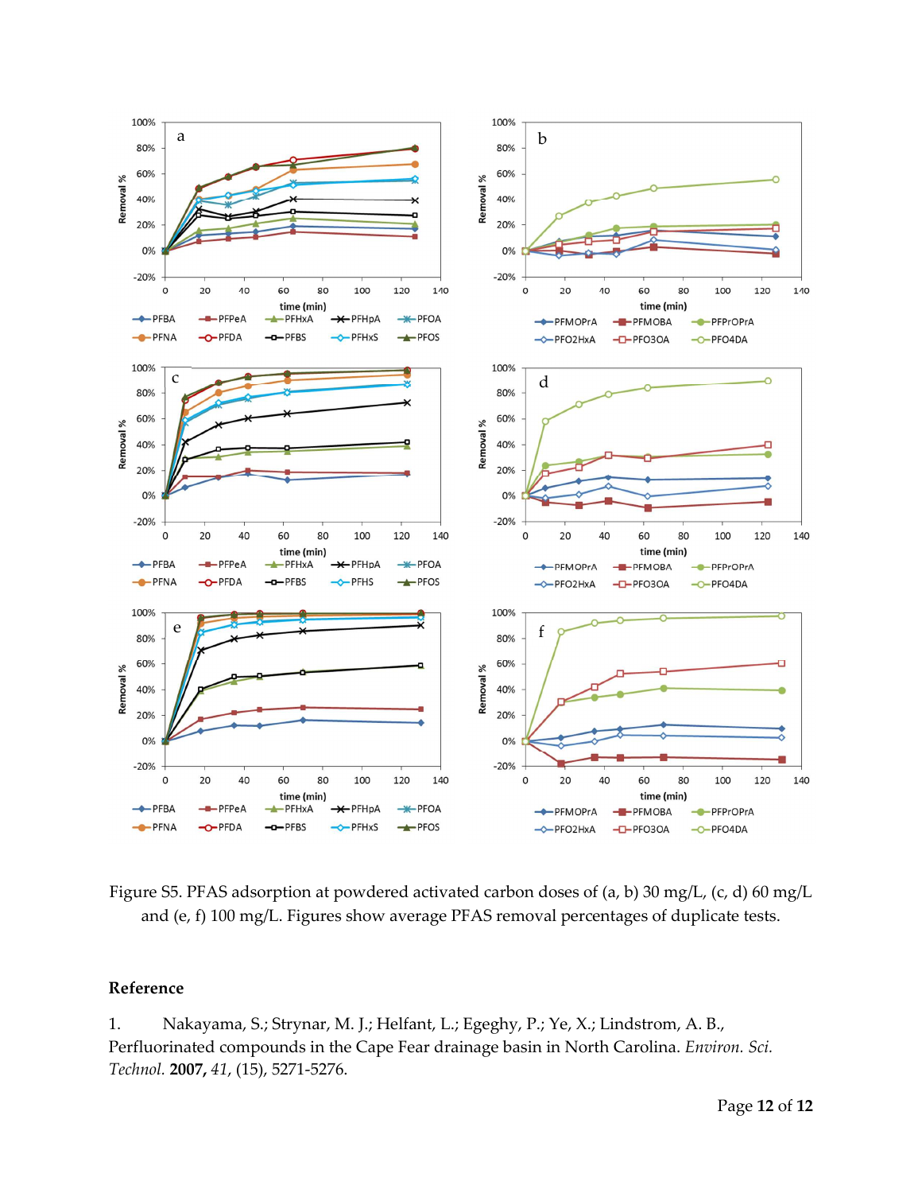a

Removal %

100%
80%
60%
40%
20%
0%
-20%

0 20 40 60 80 100 120 140

time (min)

PFBA PFPeA PFHxA PFHpA PFOA
PFNA PFDA PFBS PFHxS PFOS

b

Removal %

100%
80%
60%
40%
20%
0%
-20%

0 20 40 60 80 100 120 140

time (min)

PFMOPrA PFMOBA PFPrOPrA
PFO2HxA PFO3OA PFO4DA

c

Removal %

100%
80%
60%
40%
20%
0%
-20%

0 20 40 60 80 100 120 140

time (min)

PFBA PFPeA PFHxA PFHpA PFOA
PFNA PFDA PFBS PFHS PFOS

d

Removal %

100%
80%
60%
40%
20%
0%
-20%

0 20 40 60 80 100 120 140

time (min)

PFMOPrA PFMOBA PFPrOPrA
PFO2HxA PFO3OA PFO4DA

e

Removal %

100%
80%
60%
40%
20%
0%
-20%

0 20 40 60 80 100 120 140

time (min)

PFBA PFPeA PFHxA PFHpA PFOA
PFNA PFDA PFBS PFHxS PFOS

f

Removal %

100%
80%
60%
40%
20%
0%
-20%

0 20 40 60 80 100 120 140

time (min)

PFMOPrA PFMOBA PFPrOPrA
PFO2HxA PFO3OA PFO4DA

Figure S5. PFAS adsorption at powdered activated carbon doses of (a, b) 30 mg/L, (c, d) 60 mg/L and (e, f) 100 mg/L. Figures show average PFAS removal percentages of duplicate tests.

## Reference

1. Nakayama, S.; Strynar, M. J.; Helfant, L.; Egeghy, P.; Ye, X.; Lindstrom, A. B., Perfluorinated compounds in the Cape Fear drainage basin in North Carolina. *Environ. Sci. Technol.* **2007,** *41*, (15), 5271-5276.